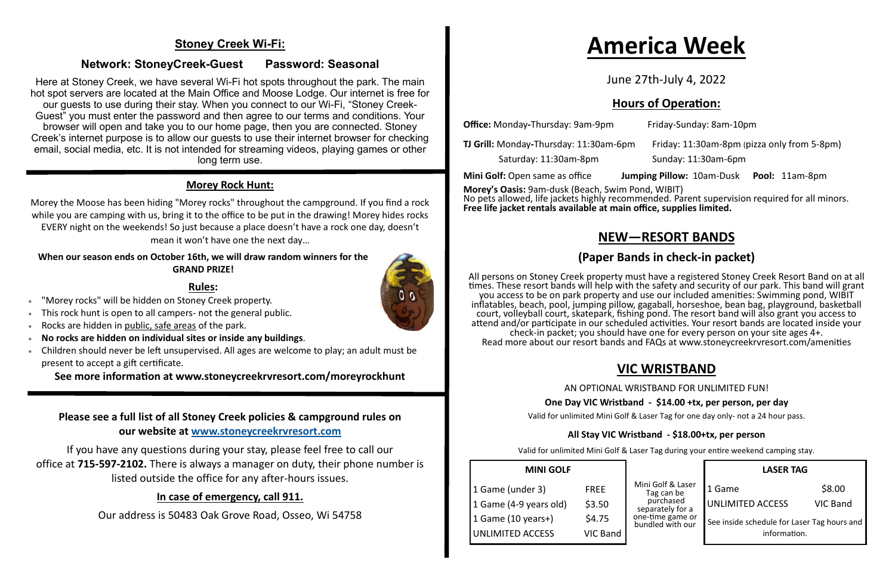## Stoney Creek Wi-Fi:

**Network: StoneyCreek-Guest Password: Seasonal**

Here at Stoney Creek, we have several Wi-Fi hot spots throughout the park. The main hot spot servers are located at the Main Office and Moose Lodge. Our internet is free for our guests to use during their stay. When you connect to our Wi-Fi, "Stoney Creek-Guest" you must enter the password and then agree to our terms and conditions. Your browser will open and take you to our home page, then you are connected. Stoney Creek's internet purpose is to allow our guests to use their internet browser for checking email, social media, etc. It is not intended for streaming videos, playing games or other long term use.

## Morey Rock Hunt:

Morey the Moose has been hiding "Morey rocks" throughout the campground. If you find a rock while you are camping with us, bring it to the office to be put in the drawing! Morey hides rocks EVERY night on the weekends! So just because a place doesn't have a rock one day, doesn't mean it won't have one the next day…

**When our season ends on October 16th, we will draw random winners for the GRAND PRIZE!**

### Rules:

- "Morey rocks" will be hidden on Stoney Creek property.
- This rock hunt is open to all campers- not the general public.
- Rocks are hidden in public, safe areas of the park.
- **No rocks are hidden on individual sites or inside any buildings**.
- Children should never be left unsupervised. All ages are welcome to play; an adult must be present to accept a gift certificate.

**See more information at www.stoneycreekrvresort.com/moreyrockhunt**

**Please see a full list of all Stoney Creek policies & campground rules on our website at www.stoneycreekrvresort.com**

If you have any questions during your stay, please feel free to call our office at **715-597-2102.** There is always a manager on duty, their phone number is listed outside the office for any after-hours issues.

**In case of emergency, call 911.**

Our address is 50483 Oak Grove Road, Osseo, Wi 54758

# America Week

June 27th-July 4, 2022

## Hours of Operation:

**Office:** Monday-Thursday: 9am-9pm Friday-Sunday: 8am-10pm

**TJ Grill:** Monday-Thursday: 11:30am-6pm Friday: 11:30am-8pm (pizza only from 5-8pm)
Saturday: 11:30am-8pm Sunday: 11:30am-6pm

**Mini Golf:** Open same as office **Jumping Pillow:** 10am-Dusk **Pool:** 11am-8pm

**Morey's Oasis:** 9am-dusk (Beach, Swim Pond, WIBIT)
No pets allowed, life jackets highly recommended. Parent supervision required for all minors.
**Free life jacket rentals available at main office, supplies limited.**

## NEW—RESORT BANDS

### (Paper Bands in check-in packet)

All persons on Stoney Creek property must have a registered Stoney Creek Resort Band on at all times. These resort bands will help with the safety and security of our park. This band will grant you access to be on park property and use our included amenities: Swimming pond, WIBIT inflatables, beach, pool, jumping pillow, gagaball, horseshoe, bean bag, playground, basketball court, volleyball court, skatepark, fishing pond. The resort band will also grant you access to attend and/or participate in our scheduled activities. Your resort bands are located inside your check-in packet; you should have one for every person on your site ages 4+.
Read more about our resort bands and FAQs at www.stoneycreekrvresort.com/amenities

## VIC WRISTBAND

AN OPTIONAL WRISTBAND FOR UNLIMITED FUN!

**One Day VIC Wristband - $14.00 +tx, per person, per day**

Valid for unlimited Mini Golf & Laser Tag for one day only- not a 24 hour pass.

**All Stay VIC Wristband - $18.00+tx, per person**

Valid for unlimited Mini Golf & Laser Tag during your entire weekend camping stay.

| MINI GOLF | |
|---|---|
| 1 Game (under 3) | FREE |
| 1 Game (4-9 years old) | $3.50 |
| 1 Game (10 years+) | $4.75 |
| UNLIMITED ACCESS | VIC Band |

Mini Golf & Laser Tag can be purchased separately for a one-time game or bundled with our

| LASER TAG | |
|---|---|
| 1 Game | $8.00 |
| UNLIMITED ACCESS | VIC Band |
| See inside schedule for Laser Tag hours and information. | |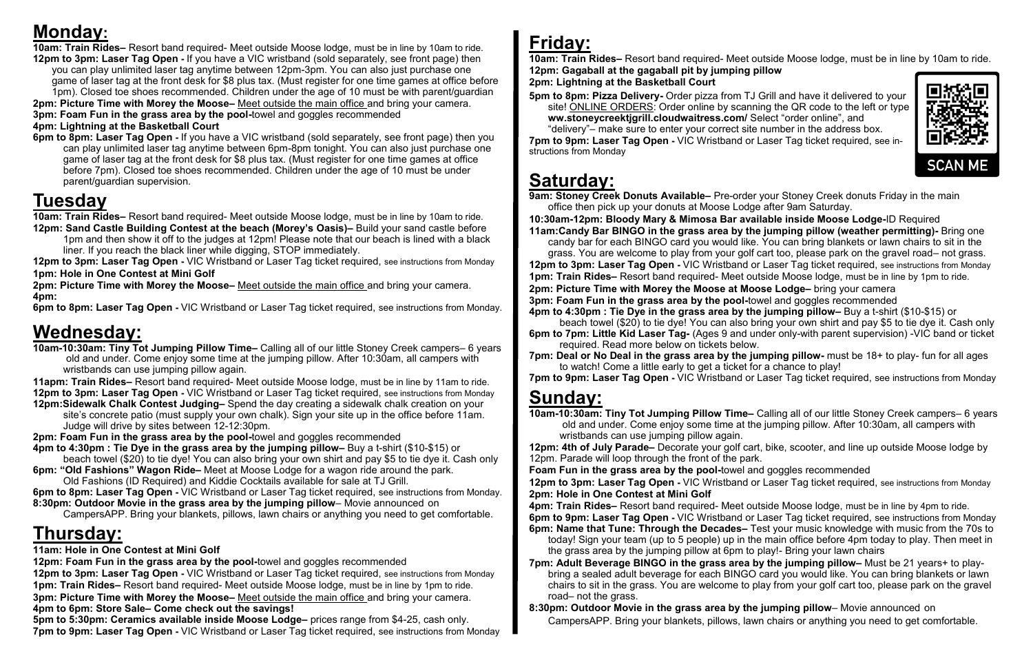# Monday:

**10am: Train Rides–** Resort band required- Meet outside Moose lodge, must be in line by 10am to ride.

**12pm to 3pm: Laser Tag Open -** If you have a VIC wristband (sold separately, see front page) then you can play unlimited laser tag anytime between 12pm-3pm. You can also just purchase one game of laser tag at the front desk for $8 plus tax. (Must register for one time games at office before 1pm). Closed toe shoes recommended. Children under the age of 10 must be with parent/guardian

**2pm: Picture Time with Morey the Moose–** Meet outside the main office and bring your camera.

**3pm: Foam Fun in the grass area by the pool-**towel and goggles recommended

**4pm: Lightning at the Basketball Court**

**6pm to 8pm: Laser Tag Open -** If you have a VIC wristband (sold separately, see front page) then you can play unlimited laser tag anytime between 6pm-8pm tonight. You can also just purchase one game of laser tag at the front desk for $8 plus tax. (Must register for one time games at office before 7pm). Closed toe shoes recommended. Children under the age of 10 must be under parent/guardian supervision.

# Tuesday

**10am: Train Rides–** Resort band required- Meet outside Moose lodge, must be in line by 10am to ride.

**12pm: Sand Castle Building Contest at the beach (Morey's Oasis)–** Build your sand castle before 1pm and then show it off to the judges at 12pm! Please note that our beach is lined with a black liner. If you reach the black liner while digging, STOP immediately.

**12pm to 3pm: Laser Tag Open -** VIC Wristband or Laser Tag ticket required, see instructions from Monday

**1pm: Hole in One Contest at Mini Golf**

**2pm: Picture Time with Morey the Moose–** Meet outside the main office and bring your camera.

**4pm:**

**6pm to 8pm: Laser Tag Open -** VIC Wristband or Laser Tag ticket required, see instructions from Monday.

# Wednesday:

**10am-10:30am: Tiny Tot Jumping Pillow Time–** Calling all of our little Stoney Creek campers– 6 years old and under. Come enjoy some time at the jumping pillow. After 10:30am, all campers with wristbands can use jumping pillow again.

**11am: Train Rides–** Resort band required- Meet outside Moose lodge, must be in line by 11am to ride.

**12pm to 3pm: Laser Tag Open -** VIC Wristband or Laser Tag ticket required, see instructions from Monday

**12pm:Sidewalk Chalk Contest Judging–** Spend the day creating a sidewalk chalk creation on your site's concrete patio (must supply your own chalk). Sign your site up in the office before 11am. Judge will drive by sites between 12-12:30pm.

**2pm: Foam Fun in the grass area by the pool-**towel and goggles recommended

**4pm to 4:30pm : Tie Dye in the grass area by the jumping pillow–** Buy a t-shirt ($10-$15) or beach towel ($20) to tie dye! You can also bring your own shirt and pay $5 to tie dye it. Cash only

**6pm: "Old Fashions" Wagon Ride–** Meet at Moose Lodge for a wagon ride around the park. Old Fashions (ID Required) and Kiddie Cocktails available for sale at TJ Grill.

**6pm to 8pm: Laser Tag Open -** VIC Wristband or Laser Tag ticket required, see instructions from Monday.

**8:30pm: Outdoor Movie in the grass area by the jumping pillow**– Movie announced on CampersAPP. Bring your blankets, pillows, lawn chairs or anything you need to get comfortable.

# Thursday:

**11am: Hole in One Contest at Mini Golf**

**12pm: Foam Fun in the grass area by the pool-**towel and goggles recommended

**12pm to 3pm: Laser Tag Open -** VIC Wristband or Laser Tag ticket required, see instructions from Monday

**1pm: Train Rides–** Resort band required- Meet outside Moose lodge, must be in line by 1pm to ride.

**3pm: Picture Time with Morey the Moose–** Meet outside the main office and bring your camera.

**4pm to 6pm: Store Sale– Come check out the savings!**

**5pm to 5:30pm: Ceramics available inside Moose Lodge–** prices range from $4-25, cash only.

**7pm to 9pm: Laser Tag Open -** VIC Wristband or Laser Tag ticket required, see instructions from Monday

# Friday:

**10am: Train Rides–** Resort band required- Meet outside Moose lodge, must be in line by 10am to ride.

**12pm: Gagaball at the gagaball pit by jumping pillow**

**2pm: Lightning at the Basketball Court**

**5pm to 8pm: Pizza Delivery-** Order pizza from TJ Grill and have it delivered to your site! ONLINE ORDERS: Order online by scanning the QR code to the left or type **ww.stoneycreektjgrill.cloudwaitress.com/** Select "order online", and "delivery"– make sure to enter your correct site number in the address box.

SCAN ME

**7pm to 9pm: Laser Tag Open -** VIC Wristband or Laser Tag ticket required, see instructions from Monday

# Saturday:

**9am: Stoney Creek Donuts Available–** Pre-order your Stoney Creek donuts Friday in the main office then pick up your donuts at Moose Lodge after 9am Saturday.

**10:30am-12pm: Bloody Mary & Mimosa Bar available inside Moose Lodge-**ID Required

**11am:Candy Bar BINGO in the grass area by the jumping pillow (weather permitting)-** Bring one candy bar for each BINGO card you would like. You can bring blankets or lawn chairs to sit in the grass. You are welcome to play from your golf cart too, please park on the gravel road– not grass.

**12pm to 3pm: Laser Tag Open -** VIC Wristband or Laser Tag ticket required, see instructions from Monday

**1pm: Train Rides–** Resort band required- Meet outside Moose lodge, must be in line by 1pm to ride.

**2pm: Picture Time with Morey the Moose at Moose Lodge–** bring your camera

**3pm: Foam Fun in the grass area by the pool-**towel and goggles recommended

**4pm to 4:30pm : Tie Dye in the grass area by the jumping pillow–** Buy a t-shirt ($10-$15) or beach towel ($20) to tie dye! You can also bring your own shirt and pay $5 to tie dye it. Cash only

**6pm to 7pm: Little Kid Laser Tag-** (Ages 9 and under only-with parent supervision) -VIC band or ticket required. Read more below on tickets below.

**7pm: Deal or No Deal in the grass area by the jumping pillow-** must be 18+ to play- fun for all ages to watch! Come a little early to get a ticket for a chance to play!

**7pm to 9pm: Laser Tag Open -** VIC Wristband or Laser Tag ticket required, see instructions from Monday

# Sunday:

**10am-10:30am: Tiny Tot Jumping Pillow Time–** Calling all of our little Stoney Creek campers– 6 years old and under. Come enjoy some time at the jumping pillow. After 10:30am, all campers with wristbands can use jumping pillow again.

**12pm: 4th of July Parade–** Decorate your golf cart, bike, scooter, and line up outside Moose lodge by 12pm. Parade will loop through the front of the park.

**Foam Fun in the grass area by the pool-**towel and goggles recommended

**12pm to 3pm: Laser Tag Open -** VIC Wristband or Laser Tag ticket required, see instructions from Monday

**2pm: Hole in One Contest at Mini Golf**

**4pm: Train Rides–** Resort band required- Meet outside Moose lodge, must be in line by 4pm to ride.

**6pm to 9pm: Laser Tag Open -** VIC Wristband or Laser Tag ticket required, see instructions from Monday

**6pm: Name that Tune: Through the Decades–** Test your music knowledge with music from the 70s to today! Sign your team (up to 5 people) up in the main office before 4pm today to play. Then meet in the grass area by the jumping pillow at 6pm to play!- Bring your lawn chairs

**7pm: Adult Beverage BINGO in the grass area by the jumping pillow–** Must be 21 years+ to play- bring a sealed adult beverage for each BINGO card you would like. You can bring blankets or lawn chairs to sit in the grass. You are welcome to play from your golf cart too, please park on the gravel road– not the grass.

**8:30pm: Outdoor Movie in the grass area by the jumping pillow**– Movie announced on CampersAPP. Bring your blankets, pillows, lawn chairs or anything you need to get comfortable.